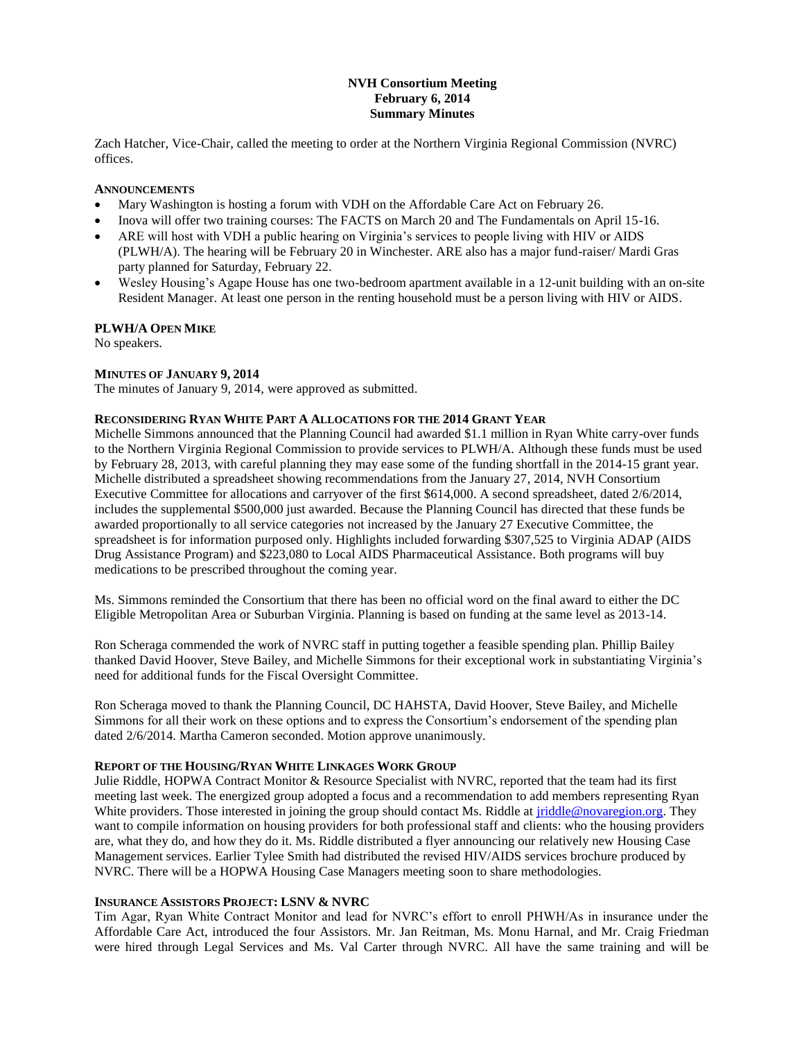**NVH Consortium Meeting**
**February 6, 2014**
**Summary Minutes**

Zach Hatcher, Vice-Chair, called the meeting to order at the Northern Virginia Regional Commission (NVRC) offices.

**ANNOUNCEMENTS**

- Mary Washington is hosting a forum with VDH on the Affordable Care Act on February 26.
- Inova will offer two training courses: The FACTS on March 20 and The Fundamentals on April 15-16.
- ARE will host with VDH a public hearing on Virginia's services to people living with HIV or AIDS (PLWH/A). The hearing will be February 20 in Winchester. ARE also has a major fund-raiser/ Mardi Gras party planned for Saturday, February 22.
- Wesley Housing's Agape House has one two-bedroom apartment available in a 12-unit building with an on-site Resident Manager. At least one person in the renting household must be a person living with HIV or AIDS.

**PLWH/A OPEN MIKE**

No speakers.

**MINUTES OF JANUARY 9, 2014**

The minutes of January 9, 2014, were approved as submitted.

**RECONSIDERING RYAN WHITE PART A ALLOCATIONS FOR THE 2014 GRANT YEAR**

Michelle Simmons announced that the Planning Council had awarded $1.1 million in Ryan White carry-over funds to the Northern Virginia Regional Commission to provide services to PLWH/A. Although these funds must be used by February 28, 2013, with careful planning they may ease some of the funding shortfall in the 2014-15 grant year. Michelle distributed a spreadsheet showing recommendations from the January 27, 2014, NVH Consortium Executive Committee for allocations and carryover of the first $614,000. A second spreadsheet, dated 2/6/2014, includes the supplemental $500,000 just awarded. Because the Planning Council has directed that these funds be awarded proportionally to all service categories not increased by the January 27 Executive Committee, the spreadsheet is for information purposed only. Highlights included forwarding $307,525 to Virginia ADAP (AIDS Drug Assistance Program) and $223,080 to Local AIDS Pharmaceutical Assistance. Both programs will buy medications to be prescribed throughout the coming year.

Ms. Simmons reminded the Consortium that there has been no official word on the final award to either the DC Eligible Metropolitan Area or Suburban Virginia. Planning is based on funding at the same level as 2013-14.

Ron Scheraga commended the work of NVRC staff in putting together a feasible spending plan. Phillip Bailey thanked David Hoover, Steve Bailey, and Michelle Simmons for their exceptional work in substantiating Virginia's need for additional funds for the Fiscal Oversight Committee.

Ron Scheraga moved to thank the Planning Council, DC HAHSTA, David Hoover, Steve Bailey, and Michelle Simmons for all their work on these options and to express the Consortium's endorsement of the spending plan dated 2/6/2014. Martha Cameron seconded. Motion approve unanimously.

**REPORT OF THE HOUSING/RYAN WHITE LINKAGES WORK GROUP**

Julie Riddle, HOPWA Contract Monitor & Resource Specialist with NVRC, reported that the team had its first meeting last week. The energized group adopted a focus and a recommendation to add members representing Ryan White providers. Those interested in joining the group should contact Ms. Riddle at jriddle@novaregion.org. They want to compile information on housing providers for both professional staff and clients: who the housing providers are, what they do, and how they do it. Ms. Riddle distributed a flyer announcing our relatively new Housing Case Management services. Earlier Tylee Smith had distributed the revised HIV/AIDS services brochure produced by NVRC. There will be a HOPWA Housing Case Managers meeting soon to share methodologies.

**INSURANCE ASSISTORS PROJECT: LSNV & NVRC**

Tim Agar, Ryan White Contract Monitor and lead for NVRC's effort to enroll PHWH/As in insurance under the Affordable Care Act, introduced the four Assistors. Mr. Jan Reitman, Ms. Monu Harnal, and Mr. Craig Friedman were hired through Legal Services and Ms. Val Carter through NVRC. All have the same training and will be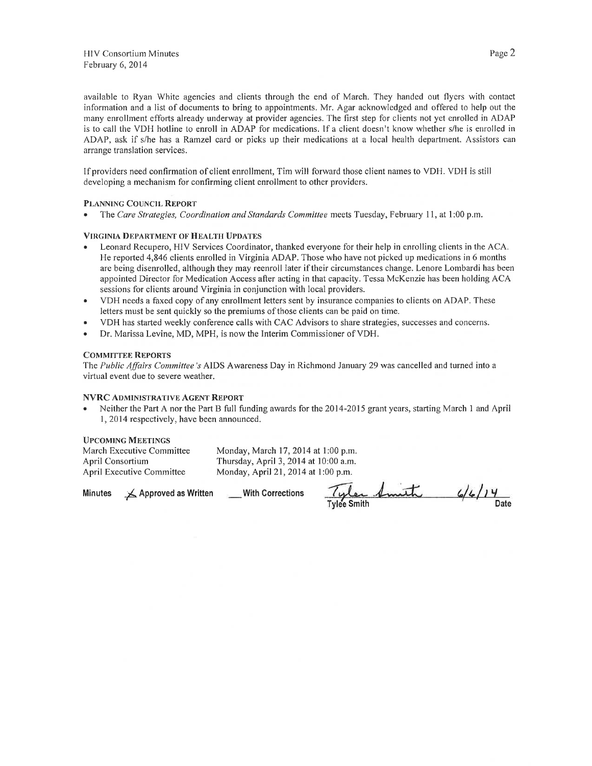available to Ryan White agencies and clients through the end of March. They handed out flyers with contact information and a list of documents to bring to appointments. Mr. Agar acknowledged and offered to help out the many enrollment efforts already underway at provider agencies. The first step for clients not yet enrolled in ADAP is to call the VDH hotline to enroll in ADAP for medications. If a client doesn't know whether s/he is enrolled in ADAP, ask if s/he has a Ramzel card or picks up their medications at a local health department. Assistors can arrange translation services.

If providers need confirmation of client enrollment, Tim will forward those client names to VDH. VDH is still developing a mechanism for confirming client enrollment to other providers.

### PLANNING COUNCIL REPORT

- The *Care Strategies, Coordination and Standards Committee* meets Tuesday, February 11, at 1:00 p.m.

### VIRGINIA DEPARTMENT OF HEALTH UPDATES

- Leonard Recupero, HIV Services Coordinator, thanked everyone for their help in enrolling clients in the ACA. He reported 4,846 clients enrolled in Virginia ADAP. Those who have not picked up medications in 6 months are being disenrolled, although they may reenroll later if their circumstances change. Lenore Lombardi has been appointed Director for Medication Access after acting in that capacity. Tessa McKenzie has been holding ACA sessions for clients around Virginia in conjunction with local providers.
- VDH needs a faxed copy of any enrollment letters sent by insurance companies to clients on ADAP. These letters must be sent quickly so the premiums of those clients can be paid on time.
- VDH has started weekly conference calls with CAC Advisors to share strategies, successes and concerns.
- Dr. Marissa Levine, MD, MPH, is now the Interim Commissioner of VDH.

### COMMITTEE REPORTS

The *Public Affairs Committee's* AIDS Awareness Day in Richmond January 29 was cancelled and turned into a virtual event due to severe weather.

### NVRC ADMINISTRATIVE AGENT REPORT

- Neither the Part A nor the Part B full funding awards for the 2014-2015 grant years, starting March 1 and April 1, 2014 respectively, have been announced.

### UPCOMING MEETINGS

| | |
|---|---|
| March Executive Committee | Monday, March 17, 2014 at 1:00 p.m. |
| April Consortium | Thursday, April 3, 2014 at 10:00 a.m. |
| April Executive Committee | Monday, April 21, 2014 at 1:00 p.m. |

**Minutes** X **Approved as Written** ___ **With Corrections**

Tylee Smith — 6/6/14

Tylee Smith — Date